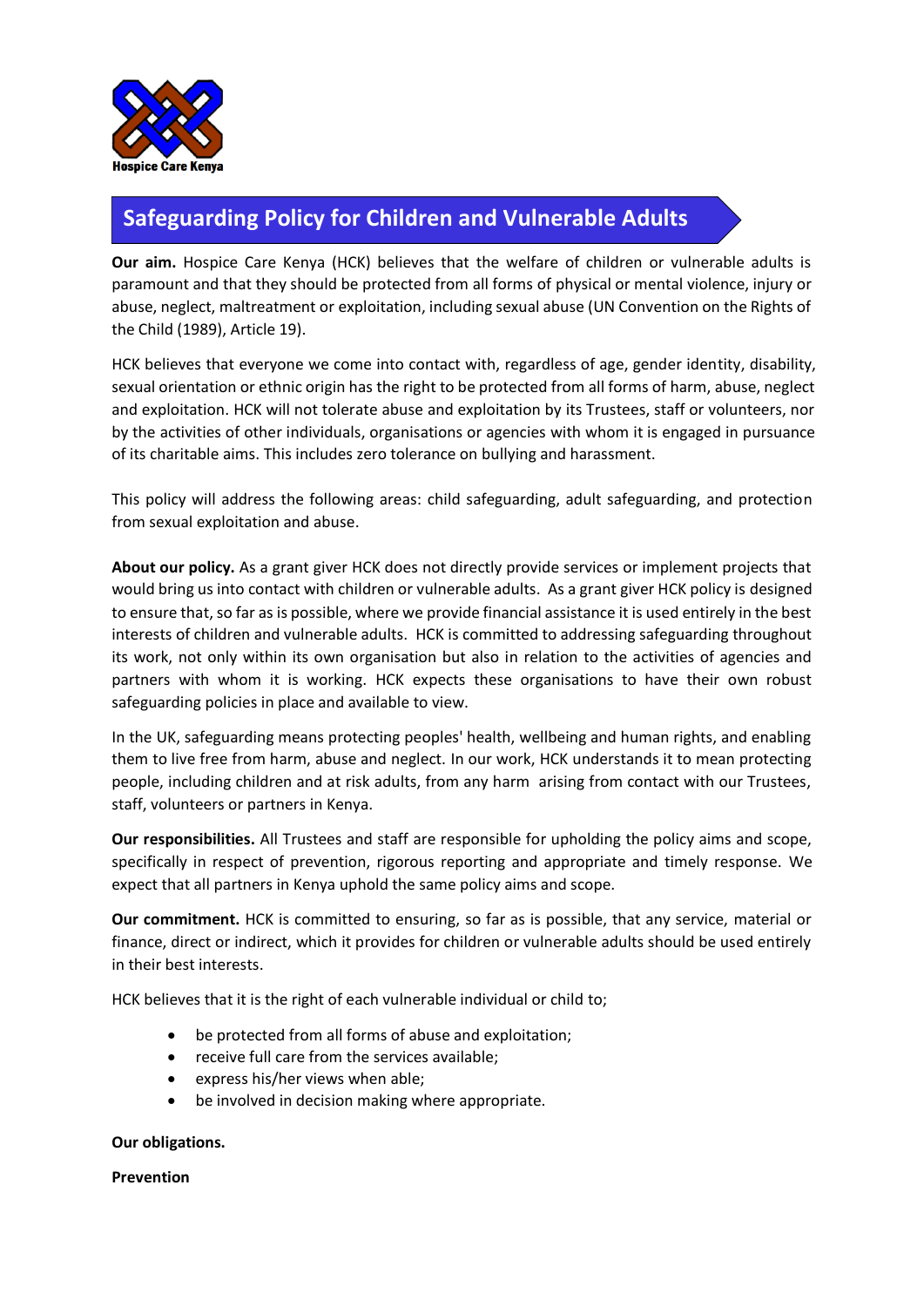Hospice Care Kenya

# Safeguarding Policy for Children and Vulnerable Adults

**Our aim.** Hospice Care Kenya (HCK) believes that the welfare of children or vulnerable adults is paramount and that they should be protected from all forms of physical or mental violence, injury or abuse, neglect, maltreatment or exploitation, including sexual abuse (UN Convention on the Rights of the Child (1989), Article 19).

HCK believes that everyone we come into contact with, regardless of age, gender identity, disability, sexual orientation or ethnic origin has the right to be protected from all forms of harm, abuse, neglect and exploitation. HCK will not tolerate abuse and exploitation by its Trustees, staff or volunteers, nor by the activities of other individuals, organisations or agencies with whom it is engaged in pursuance of its charitable aims. This includes zero tolerance on bullying and harassment.

This policy will address the following areas: child safeguarding, adult safeguarding, and protection from sexual exploitation and abuse.

**About our policy.** As a grant giver HCK does not directly provide services or implement projects that would bring us into contact with children or vulnerable adults. As a grant giver HCK policy is designed to ensure that, so far as is possible, where we provide financial assistance it is used entirely in the best interests of children and vulnerable adults. HCK is committed to addressing safeguarding throughout its work, not only within its own organisation but also in relation to the activities of agencies and partners with whom it is working. HCK expects these organisations to have their own robust safeguarding policies in place and available to view.

In the UK, safeguarding means protecting peoples' health, wellbeing and human rights, and enabling them to live free from harm, abuse and neglect. In our work, HCK understands it to mean protecting people, including children and at risk adults, from any harm arising from contact with our Trustees, staff, volunteers or partners in Kenya.

**Our responsibilities.** All Trustees and staff are responsible for upholding the policy aims and scope, specifically in respect of prevention, rigorous reporting and appropriate and timely response. We expect that all partners in Kenya uphold the same policy aims and scope.

**Our commitment.** HCK is committed to ensuring, so far as is possible, that any service, material or finance, direct or indirect, which it provides for children or vulnerable adults should be used entirely in their best interests.

HCK believes that it is the right of each vulnerable individual or child to;

- be protected from all forms of abuse and exploitation;
- receive full care from the services available;
- express his/her views when able;
- be involved in decision making where appropriate.

**Our obligations.**

**Prevention**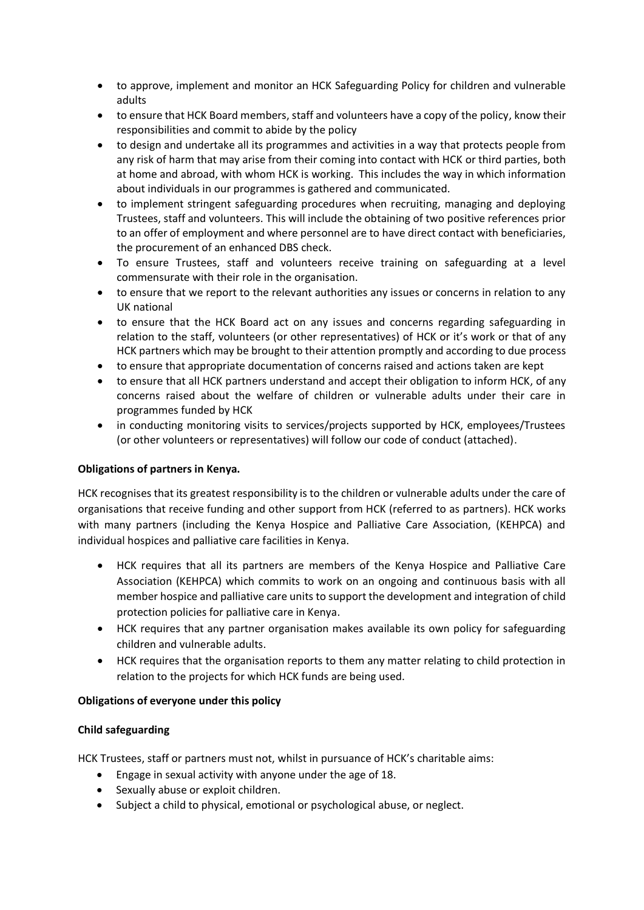- to approve, implement and monitor an HCK Safeguarding Policy for children and vulnerable adults
- to ensure that HCK Board members, staff and volunteers have a copy of the policy, know their responsibilities and commit to abide by the policy
- to design and undertake all its programmes and activities in a way that protects people from any risk of harm that may arise from their coming into contact with HCK or third parties, both at home and abroad, with whom HCK is working. This includes the way in which information about individuals in our programmes is gathered and communicated.
- to implement stringent safeguarding procedures when recruiting, managing and deploying Trustees, staff and volunteers. This will include the obtaining of two positive references prior to an offer of employment and where personnel are to have direct contact with beneficiaries, the procurement of an enhanced DBS check.
- To ensure Trustees, staff and volunteers receive training on safeguarding at a level commensurate with their role in the organisation.
- to ensure that we report to the relevant authorities any issues or concerns in relation to any UK national
- to ensure that the HCK Board act on any issues and concerns regarding safeguarding in relation to the staff, volunteers (or other representatives) of HCK or it's work or that of any HCK partners which may be brought to their attention promptly and according to due process
- to ensure that appropriate documentation of concerns raised and actions taken are kept
- to ensure that all HCK partners understand and accept their obligation to inform HCK, of any concerns raised about the welfare of children or vulnerable adults under their care in programmes funded by HCK
- in conducting monitoring visits to services/projects supported by HCK, employees/Trustees (or other volunteers or representatives) will follow our code of conduct (attached).

**Obligations of partners in Kenya.**

HCK recognises that its greatest responsibility is to the children or vulnerable adults under the care of organisations that receive funding and other support from HCK (referred to as partners). HCK works with many partners (including the Kenya Hospice and Palliative Care Association, (KEHPCA) and individual hospices and palliative care facilities in Kenya.

- HCK requires that all its partners are members of the Kenya Hospice and Palliative Care Association (KEHPCA) which commits to work on an ongoing and continuous basis with all member hospice and palliative care units to support the development and integration of child protection policies for palliative care in Kenya.
- HCK requires that any partner organisation makes available its own policy for safeguarding children and vulnerable adults.
- HCK requires that the organisation reports to them any matter relating to child protection in relation to the projects for which HCK funds are being used.

**Obligations of everyone under this policy**

**Child safeguarding**

HCK Trustees, staff or partners must not, whilst in pursuance of HCK's charitable aims:

- Engage in sexual activity with anyone under the age of 18.
- Sexually abuse or exploit children.
- Subject a child to physical, emotional or psychological abuse, or neglect.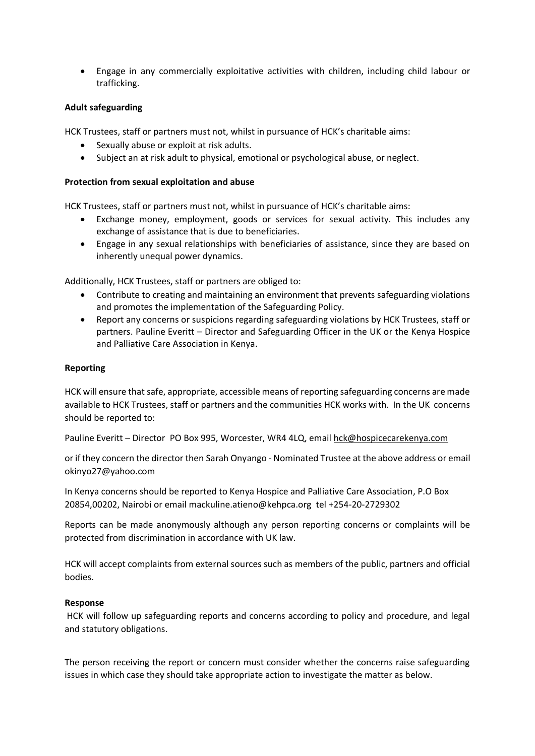- Engage in any commercially exploitative activities with children, including child labour or trafficking.

**Adult safeguarding**

HCK Trustees, staff or partners must not, whilst in pursuance of HCK's charitable aims:

- Sexually abuse or exploit at risk adults.
- Subject an at risk adult to physical, emotional or psychological abuse, or neglect.

**Protection from sexual exploitation and abuse**

HCK Trustees, staff or partners must not, whilst in pursuance of HCK's charitable aims:

- Exchange money, employment, goods or services for sexual activity. This includes any exchange of assistance that is due to beneficiaries.
- Engage in any sexual relationships with beneficiaries of assistance, since they are based on inherently unequal power dynamics.

Additionally, HCK Trustees, staff or partners are obliged to:

- Contribute to creating and maintaining an environment that prevents safeguarding violations and promotes the implementation of the Safeguarding Policy.
- Report any concerns or suspicions regarding safeguarding violations by HCK Trustees, staff or partners. Pauline Everitt – Director and Safeguarding Officer in the UK or the Kenya Hospice and Palliative Care Association in Kenya.

**Reporting**

HCK will ensure that safe, appropriate, accessible means of reporting safeguarding concerns are made available to HCK Trustees, staff or partners and the communities HCK works with. In the UK concerns should be reported to:

Pauline Everitt – Director PO Box 995, Worcester, WR4 4LQ, email hck@hospicecarekenya.com

or if they concern the director then Sarah Onyango - Nominated Trustee at the above address or email okinyo27@yahoo.com

In Kenya concerns should be reported to Kenya Hospice and Palliative Care Association, P.O Box 20854,00202, Nairobi or email mackuline.atieno@kehpca.org tel +254-20-2729302

Reports can be made anonymously although any person reporting concerns or complaints will be protected from discrimination in accordance with UK law.

HCK will accept complaints from external sources such as members of the public, partners and official bodies.

**Response**

HCK will follow up safeguarding reports and concerns according to policy and procedure, and legal and statutory obligations.

The person receiving the report or concern must consider whether the concerns raise safeguarding issues in which case they should take appropriate action to investigate the matter as below.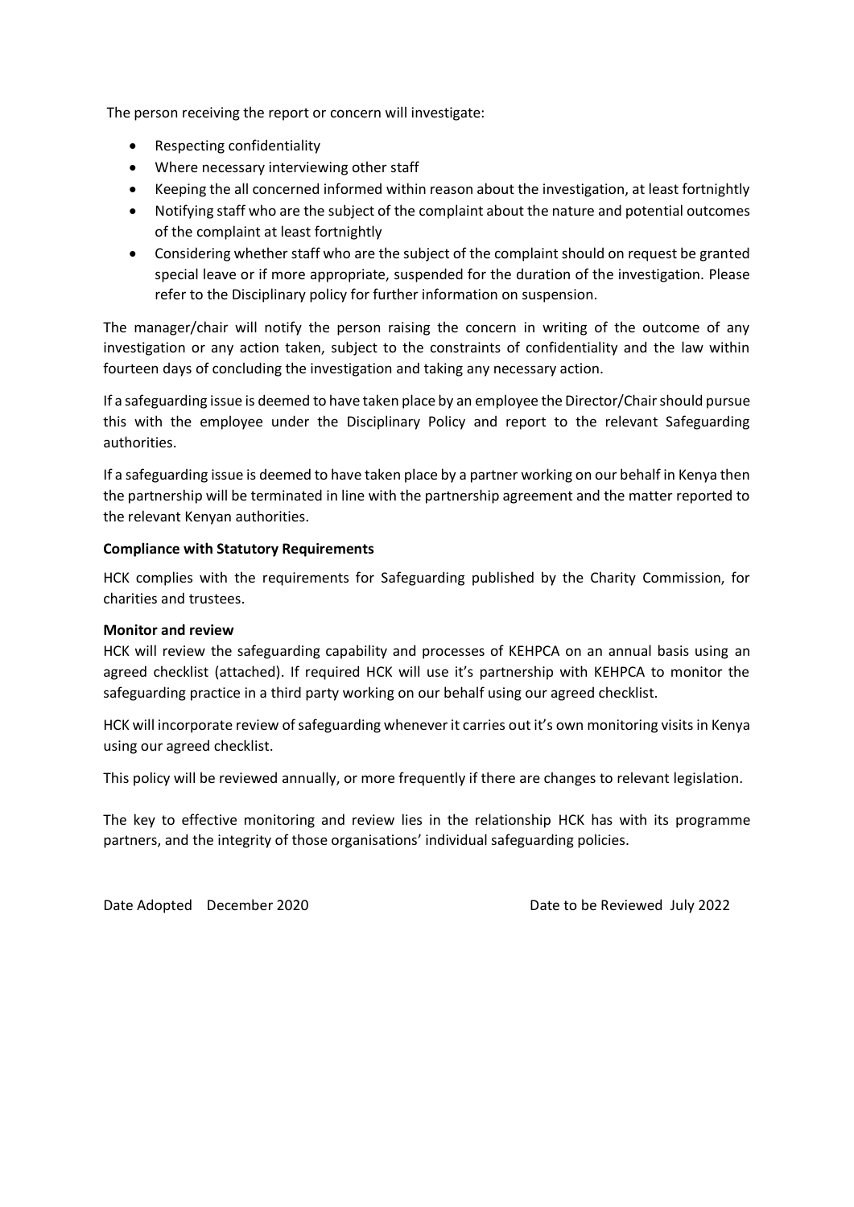The person receiving the report or concern will investigate:

- Respecting confidentiality
- Where necessary interviewing other staff
- Keeping the all concerned informed within reason about the investigation, at least fortnightly
- Notifying staff who are the subject of the complaint about the nature and potential outcomes of the complaint at least fortnightly
- Considering whether staff who are the subject of the complaint should on request be granted special leave or if more appropriate, suspended for the duration of the investigation. Please refer to the Disciplinary policy for further information on suspension.

The manager/chair will notify the person raising the concern in writing of the outcome of any investigation or any action taken, subject to the constraints of confidentiality and the law within fourteen days of concluding the investigation and taking any necessary action.

If a safeguarding issue is deemed to have taken place by an employee the Director/Chair should pursue this with the employee under the Disciplinary Policy and report to the relevant Safeguarding authorities.

If a safeguarding issue is deemed to have taken place by a partner working on our behalf in Kenya then the partnership will be terminated in line with the partnership agreement and the matter reported to the relevant Kenyan authorities.

**Compliance with Statutory Requirements**

HCK complies with the requirements for Safeguarding published by the Charity Commission, for charities and trustees.

**Monitor and review**

HCK will review the safeguarding capability and processes of KEHPCA on an annual basis using an agreed checklist (attached). If required HCK will use it's partnership with KEHPCA to monitor the safeguarding practice in a third party working on our behalf using our agreed checklist.

HCK will incorporate review of safeguarding whenever it carries out it's own monitoring visits in Kenya using our agreed checklist.

This policy will be reviewed annually, or more frequently if there are changes to relevant legislation.

The key to effective monitoring and review lies in the relationship HCK has with its programme partners, and the integrity of those organisations' individual safeguarding policies.

Date Adopted December 2020 Date to be Reviewed July 2022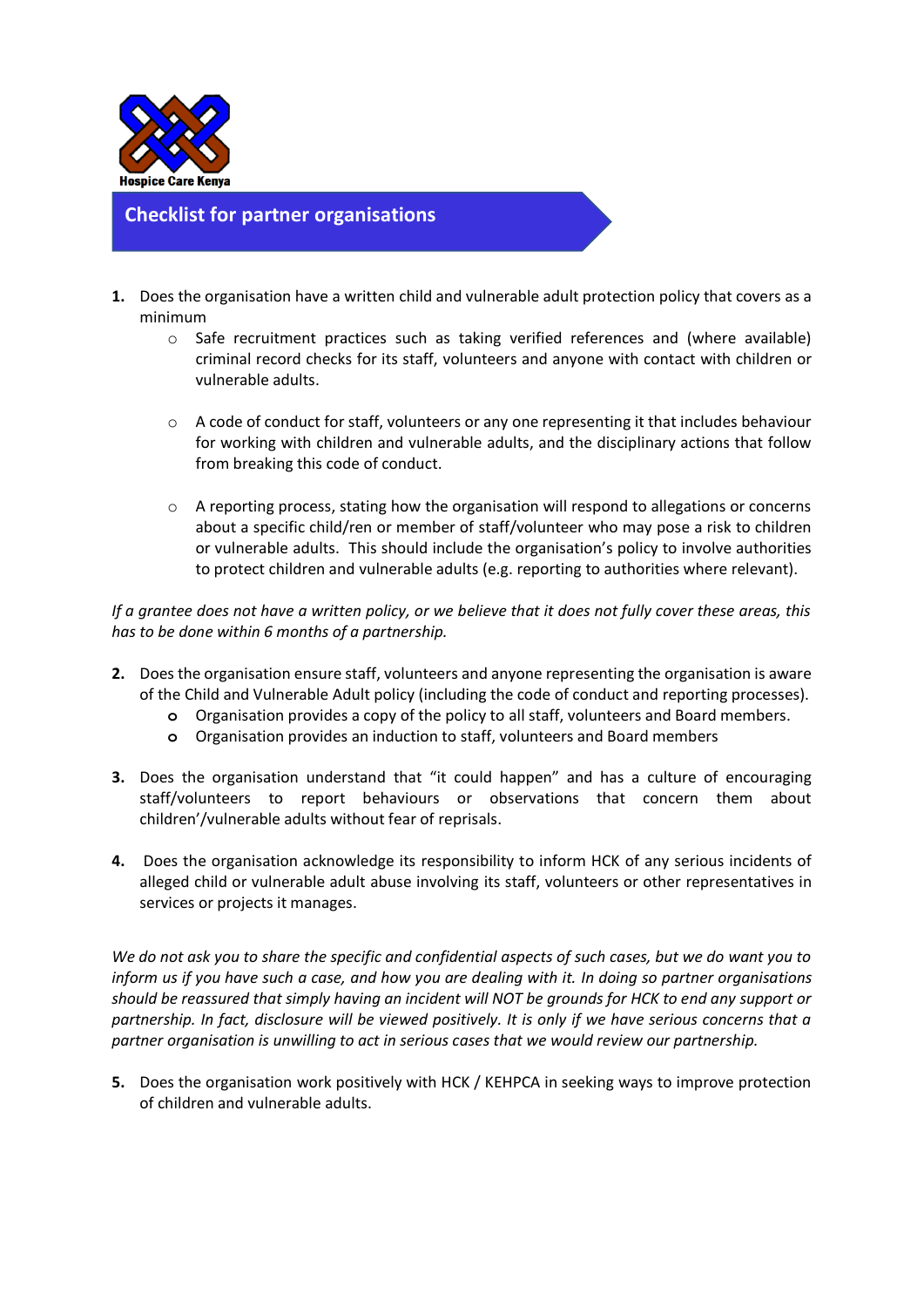Hospice Care Kenya

## Checklist for partner organisations

1. Does the organisation have a written child and vulnerable adult protection policy that covers as a minimum
   - Safe recruitment practices such as taking verified references and (where available) criminal record checks for its staff, volunteers and anyone with contact with children or vulnerable adults.
   - A code of conduct for staff, volunteers or any one representing it that includes behaviour for working with children and vulnerable adults, and the disciplinary actions that follow from breaking this code of conduct.
   - A reporting process, stating how the organisation will respond to allegations or concerns about a specific child/ren or member of staff/volunteer who may pose a risk to children or vulnerable adults. This should include the organisation's policy to involve authorities to protect children and vulnerable adults (e.g. reporting to authorities where relevant).

*If a grantee does not have a written policy, or we believe that it does not fully cover these areas, this has to be done within 6 months of a partnership.*

2. Does the organisation ensure staff, volunteers and anyone representing the organisation is aware of the Child and Vulnerable Adult policy (including the code of conduct and reporting processes).
   - Organisation provides a copy of the policy to all staff, volunteers and Board members.
   - Organisation provides an induction to staff, volunteers and Board members

3. Does the organisation understand that "it could happen" and has a culture of encouraging staff/volunteers to report behaviours or observations that concern them about children'/vulnerable adults without fear of reprisals.

4. Does the organisation acknowledge its responsibility to inform HCK of any serious incidents of alleged child or vulnerable adult abuse involving its staff, volunteers or other representatives in services or projects it manages.

*We do not ask you to share the specific and confidential aspects of such cases, but we do want you to inform us if you have such a case, and how you are dealing with it. In doing so partner organisations should be reassured that simply having an incident will NOT be grounds for HCK to end any support or partnership. In fact, disclosure will be viewed positively. It is only if we have serious concerns that a partner organisation is unwilling to act in serious cases that we would review our partnership.*

5. Does the organisation work positively with HCK / KEHPCA in seeking ways to improve protection of children and vulnerable adults.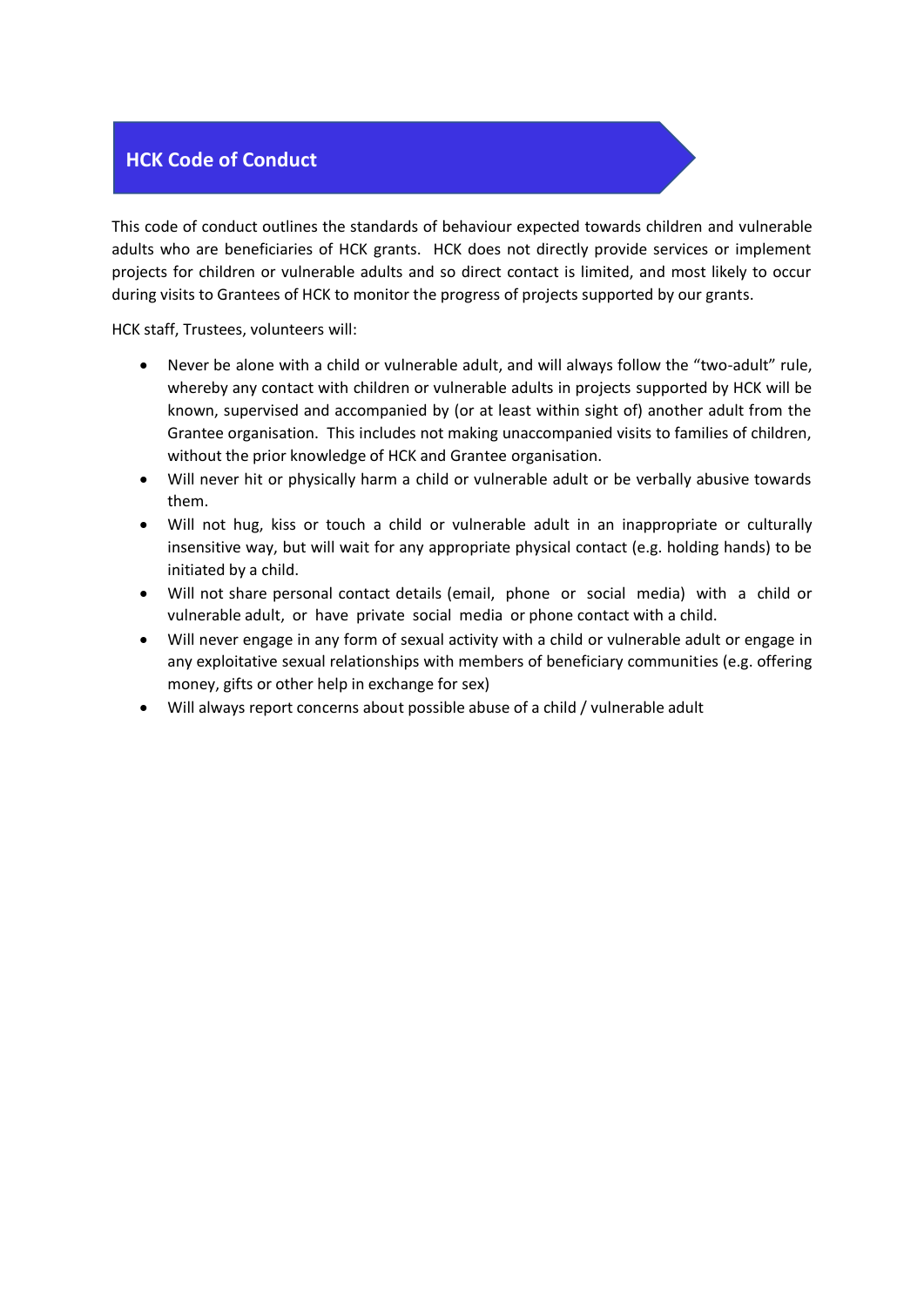## HCK Code of Conduct

This code of conduct outlines the standards of behaviour expected towards children and vulnerable adults who are beneficiaries of HCK grants. HCK does not directly provide services or implement projects for children or vulnerable adults and so direct contact is limited, and most likely to occur during visits to Grantees of HCK to monitor the progress of projects supported by our grants.

HCK staff, Trustees, volunteers will:

- Never be alone with a child or vulnerable adult, and will always follow the "two-adult" rule, whereby any contact with children or vulnerable adults in projects supported by HCK will be known, supervised and accompanied by (or at least within sight of) another adult from the Grantee organisation. This includes not making unaccompanied visits to families of children, without the prior knowledge of HCK and Grantee organisation.
- Will never hit or physically harm a child or vulnerable adult or be verbally abusive towards them.
- Will not hug, kiss or touch a child or vulnerable adult in an inappropriate or culturally insensitive way, but will wait for any appropriate physical contact (e.g. holding hands) to be initiated by a child.
- Will not share personal contact details (email, phone or social media) with a child or vulnerable adult, or have private social media or phone contact with a child.
- Will never engage in any form of sexual activity with a child or vulnerable adult or engage in any exploitative sexual relationships with members of beneficiary communities (e.g. offering money, gifts or other help in exchange for sex)
- Will always report concerns about possible abuse of a child / vulnerable adult